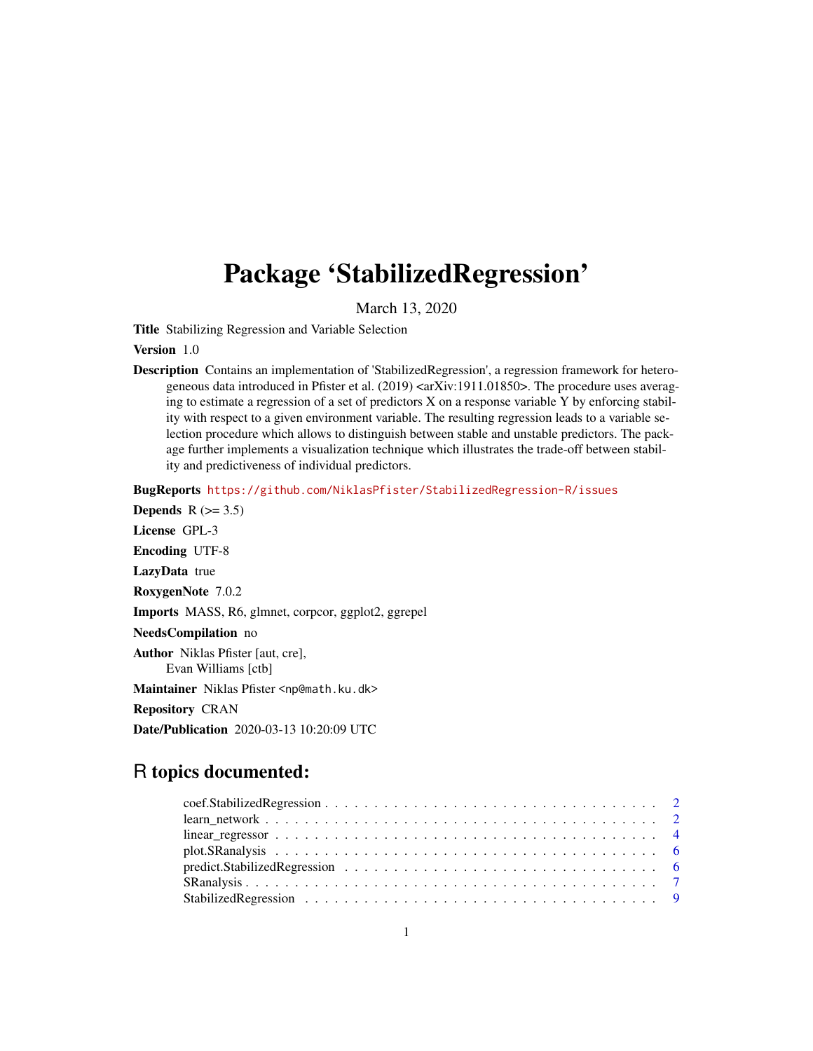# Package 'StabilizedRegression'

March 13, 2020

**Title** Stabilizing Regression and Variable Selection

**Version** 1.0

**Description** Contains an implementation of 'StabilizedRegression', a regression framework for heterogeneous data introduced in Pfister et al. (2019) <arXiv:1911.01850>. The procedure uses averaging to estimate a regression of a set of predictors X on a response variable Y by enforcing stability with respect to a given environment variable. The resulting regression leads to a variable selection procedure which allows to distinguish between stable and unstable predictors. The package further implements a visualization technique which illustrates the trade-off between stability and predictiveness of individual predictors.

**BugReports** https://github.com/NiklasPfister/StabilizedRegression-R/issues

**Depends** R (>= 3.5)

**License** GPL-3

**Encoding** UTF-8

**LazyData** true

**RoxygenNote** 7.0.2

**Imports** MASS, R6, glmnet, corpcor, ggplot2, ggrepel

**NeedsCompilation** no

**Author** Niklas Pfister [aut, cre],
Evan Williams [ctb]

**Maintainer** Niklas Pfister <np@math.ku.dk>

**Repository** CRAN

**Date/Publication** 2020-03-13 10:20:09 UTC

## R topics documented:

- coef.StabilizedRegression . . . . . . . . . . . . . . . . . . . . . . . . . . . . . . . . 2
- learn_network . . . . . . . . . . . . . . . . . . . . . . . . . . . . . . . . . . . . . . . 2
- linear_regressor . . . . . . . . . . . . . . . . . . . . . . . . . . . . . . . . . . . . . . 4
- plot.SRanalysis . . . . . . . . . . . . . . . . . . . . . . . . . . . . . . . . . . . . . . . 6
- predict.StabilizedRegression . . . . . . . . . . . . . . . . . . . . . . . . . . . . . . . 6
- SRanalysis . . . . . . . . . . . . . . . . . . . . . . . . . . . . . . . . . . . . . . . . . . 7
- StabilizedRegression . . . . . . . . . . . . . . . . . . . . . . . . . . . . . . . . . . . . 9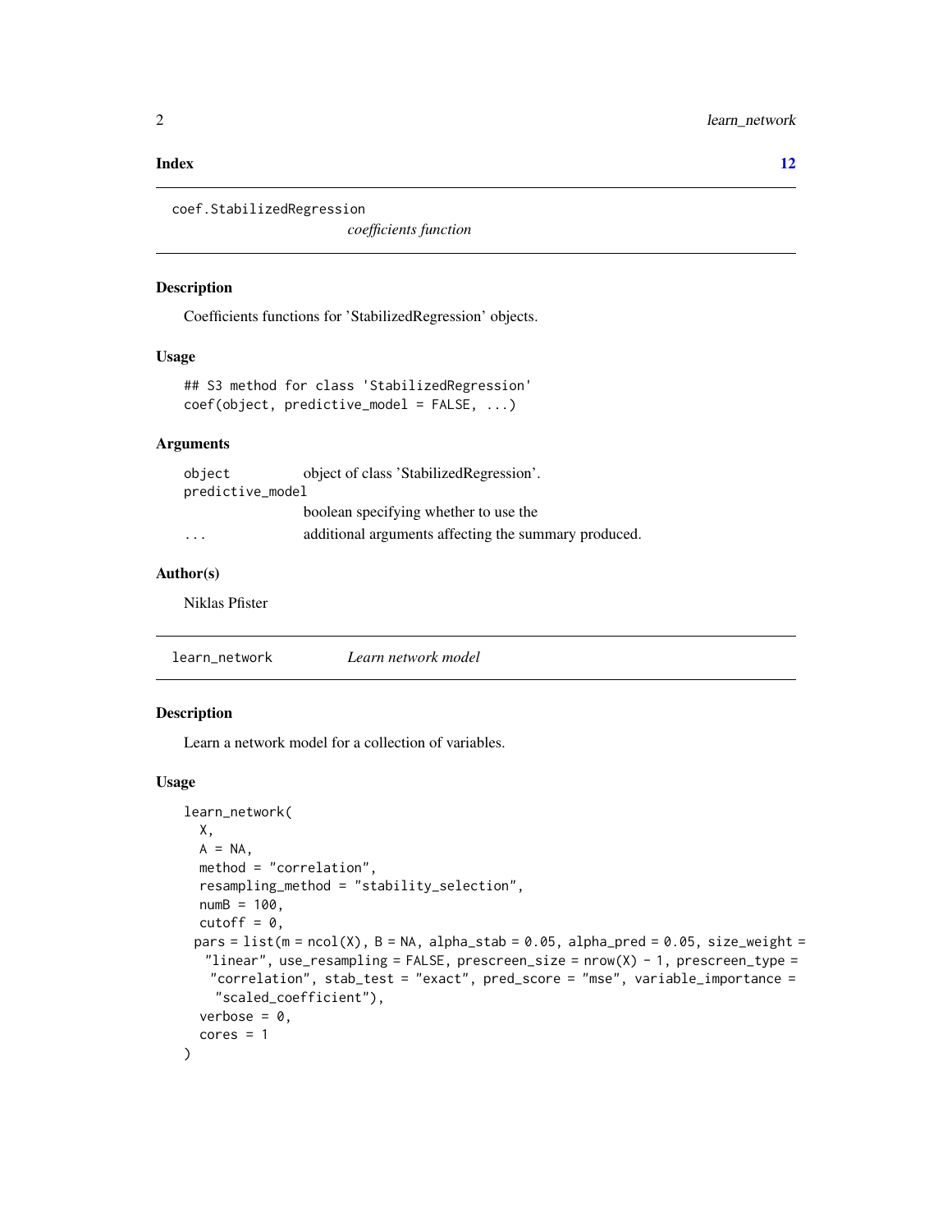**Index** 12

---

`coef.StabilizedRegression`    *coefficients function*

---

### Description

Coefficients functions for 'StabilizedRegression' objects.

### Usage

```
## S3 method for class 'StabilizedRegression'
coef(object, predictive_model = FALSE, ...)
```

### Arguments

| | |
|---|---|
| `object` | object of class 'StabilizedRegression'. |
| `predictive_model` | boolean specifying whether to use the |
| `...` | additional arguments affecting the summary produced. |

### Author(s)

Niklas Pfister

---

`learn_network`    *Learn network model*

---

### Description

Learn a network model for a collection of variables.

### Usage

```
learn_network(
  X,
  A = NA,
  method = "correlation",
  resampling_method = "stability_selection",
  numB = 100,
  cutoff = 0,
 pars = list(m = ncol(X), B = NA, alpha_stab = 0.05, alpha_pred = 0.05, size_weight =
  "linear", use_resampling = FALSE, prescreen_size = nrow(X) - 1, prescreen_type =
   "correlation", stab_test = "exact", pred_score = "mse", variable_importance =
    "scaled_coefficient"),
  verbose = 0,
  cores = 1
)
```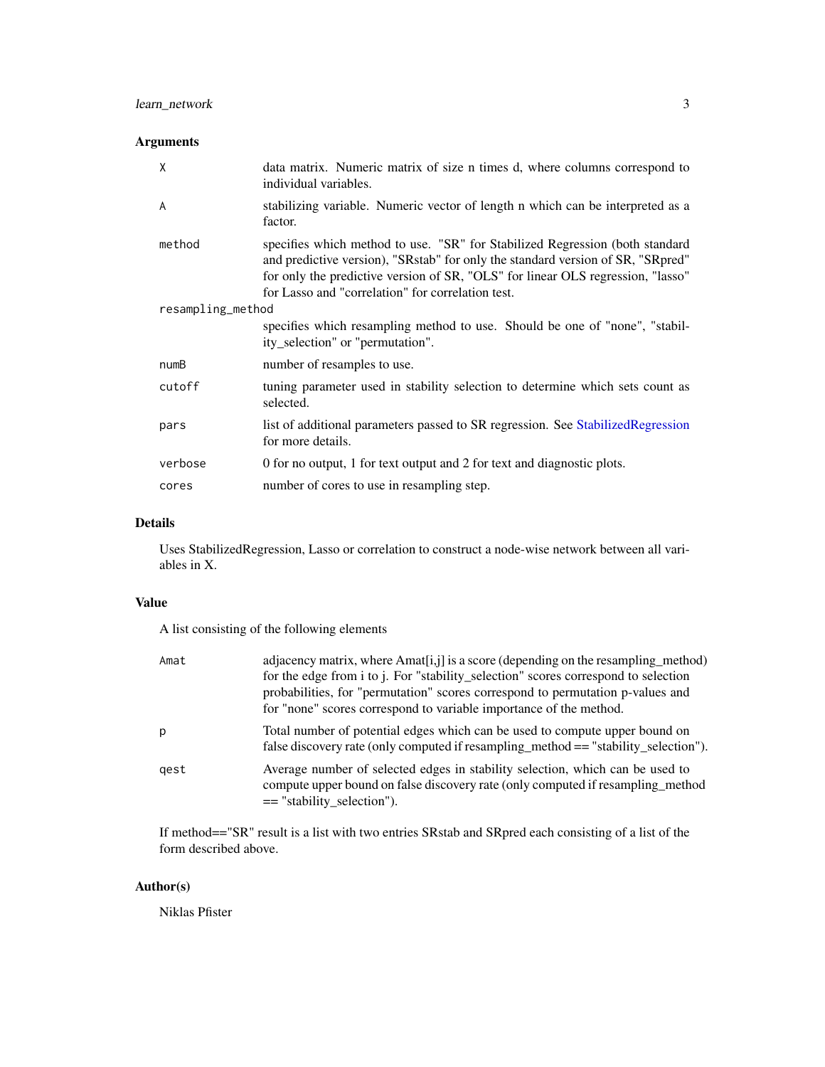## Arguments

| Argument | Description |
| --- | --- |
| X | data matrix. Numeric matrix of size n times d, where columns correspond to individual variables. |
| A | stabilizing variable. Numeric vector of length n which can be interpreted as a factor. |
| method | specifies which method to use. "SR" for Stabilized Regression (both standard and predictive version), "SRstab" for only the standard version of SR, "SRpred" for only the predictive version of SR, "OLS" for linear OLS regression, "lasso" for Lasso and "correlation" for correlation test. |
| resampling_method | specifies which resampling method to use. Should be one of "none", "stability_selection" or "permutation". |
| numB | number of resamples to use. |
| cutoff | tuning parameter used in stability selection to determine which sets count as selected. |
| pars | list of additional parameters passed to SR regression. See StabilizedRegression for more details. |
| verbose | 0 for no output, 1 for text output and 2 for text and diagnostic plots. |
| cores | number of cores to use in resampling step. |

## Details

Uses StabilizedRegression, Lasso or correlation to construct a node-wise network between all variables in X.

## Value

A list consisting of the following elements

| Element | Description |
| --- | --- |
| Amat | adjacency matrix, where Amat[i,j] is a score (depending on the resampling_method) for the edge from i to j. For "stability_selection" scores correspond to selection probabilities, for "permutation" scores correspond to permutation p-values and for "none" scores correspond to variable importance of the method. |
| p | Total number of potential edges which can be used to compute upper bound on false discovery rate (only computed if resampling_method == "stability_selection"). |
| qest | Average number of selected edges in stability selection, which can be used to compute upper bound on false discovery rate (only computed if resampling_method == "stability_selection"). |

If method=="SR" result is a list with two entries SRstab and SRpred each consisting of a list of the form described above.

## Author(s)

Niklas Pfister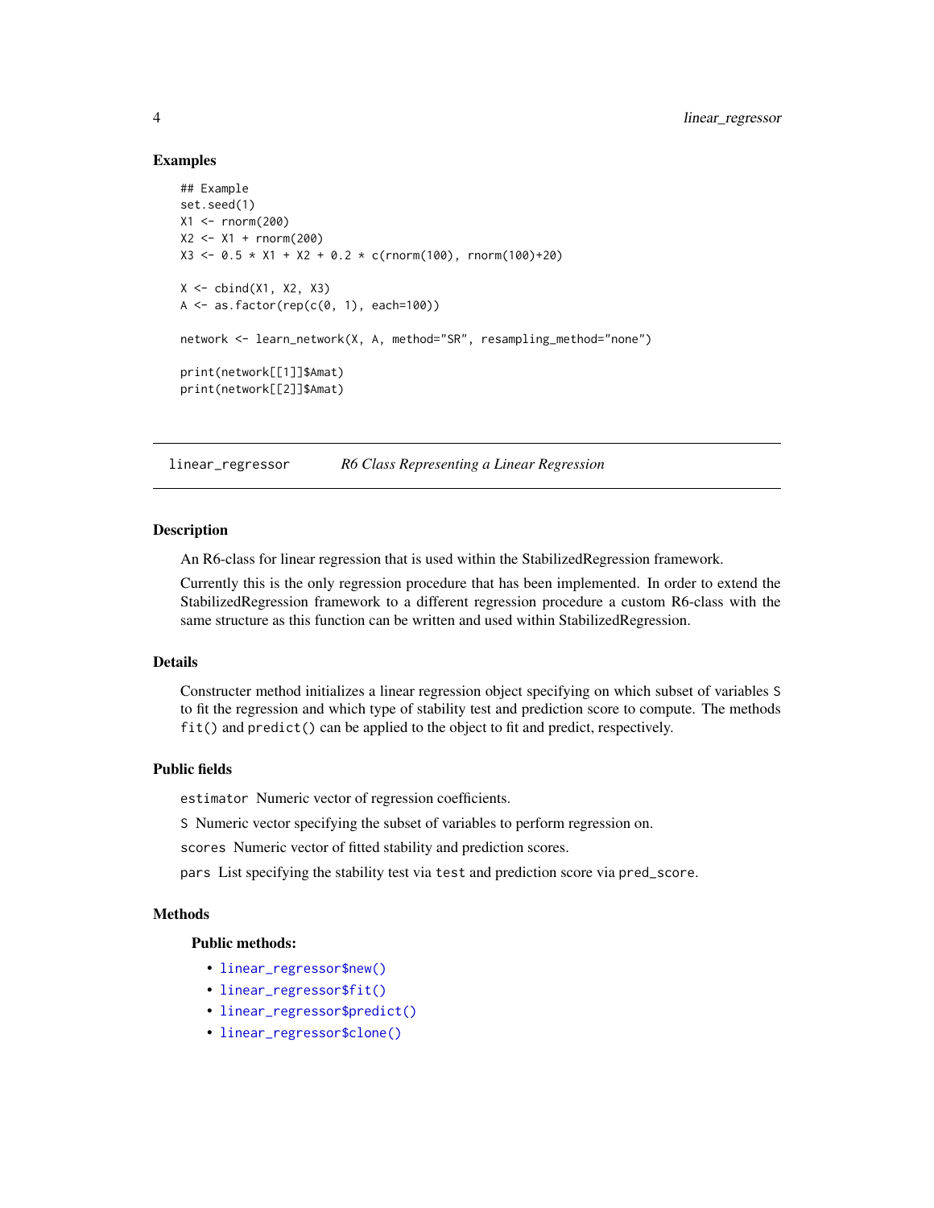## Examples

```
## Example
set.seed(1)
X1 <- rnorm(200)
X2 <- X1 + rnorm(200)
X3 <- 0.5 * X1 + X2 + 0.2 * c(rnorm(100), rnorm(100)+20)

X <- cbind(X1, X2, X3)
A <- as.factor(rep(c(0, 1), each=100))

network <- learn_network(X, A, method="SR", resampling_method="none")

print(network[[1]]$Amat)
print(network[[2]]$Amat)
```

---

`linear_regressor` *R6 Class Representing a Linear Regression*

---

## Description

An R6-class for linear regression that is used within the StabilizedRegression framework.

Currently this is the only regression procedure that has been implemented. In order to extend the StabilizedRegression framework to a different regression procedure a custom R6-class with the same structure as this function can be written and used within StabilizedRegression.

## Details

Constructer method initializes a linear regression object specifying on which subset of variables `S` to fit the regression and which type of stability test and prediction score to compute. The methods `fit()` and `predict()` can be applied to the object to fit and predict, respectively.

## Public fields

`estimator` Numeric vector of regression coefficients.

`S` Numeric vector specifying the subset of variables to perform regression on.

`scores` Numeric vector of fitted stability and prediction scores.

`pars` List specifying the stability test via `test` and prediction score via `pred_score`.

## Methods

### Public methods:

- `linear_regressor$new()`
- `linear_regressor$fit()`
- `linear_regressor$predict()`
- `linear_regressor$clone()`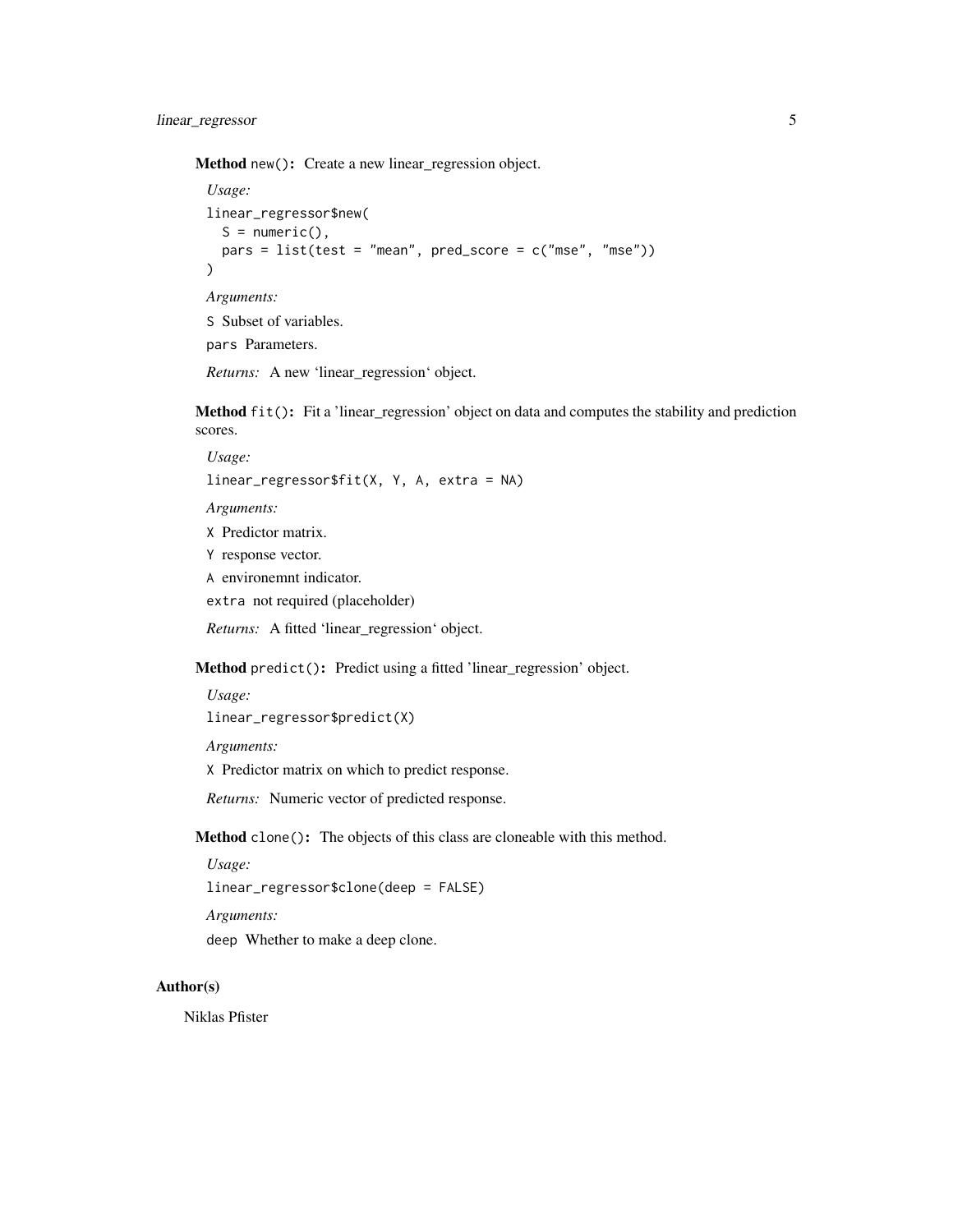**Method** `new()`**:** Create a new linear_regression object.

*Usage:*

```
linear_regressor$new(
  S = numeric(),
  pars = list(test = "mean", pred_score = c("mse", "mse"))
)
```

*Arguments:*

`S` Subset of variables.

`pars` Parameters.

*Returns:* A new 'linear_regression' object.

**Method** `fit()`**:** Fit a 'linear_regression' object on data and computes the stability and prediction scores.

*Usage:*

```
linear_regressor$fit(X, Y, A, extra = NA)
```

*Arguments:*

`X` Predictor matrix.

`Y` response vector.

`A` environemnt indicator.

`extra` not required (placeholder)

*Returns:* A fitted 'linear_regression' object.

**Method** `predict()`**:** Predict using a fitted 'linear_regression' object.

*Usage:*

```
linear_regressor$predict(X)
```

*Arguments:*

`X` Predictor matrix on which to predict response.

*Returns:* Numeric vector of predicted response.

**Method** `clone()`**:** The objects of this class are cloneable with this method.

*Usage:*

```
linear_regressor$clone(deep = FALSE)
```

*Arguments:*

`deep` Whether to make a deep clone.

## Author(s)

Niklas Pfister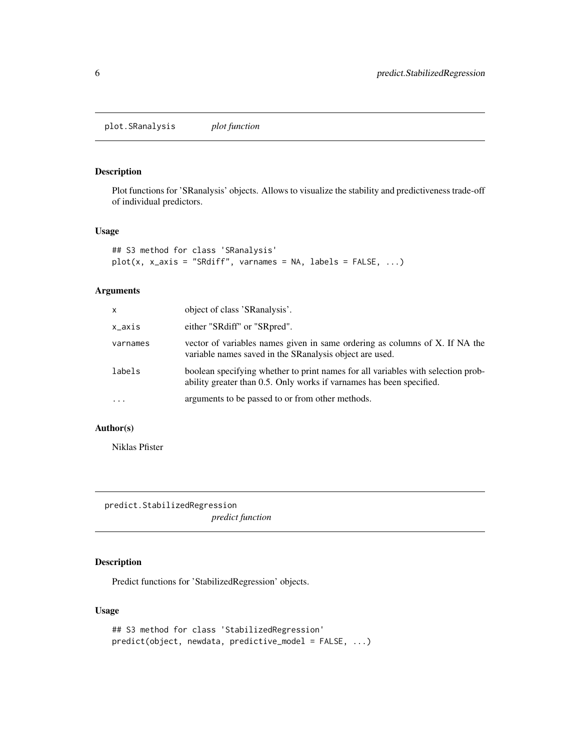## plot.SRanalysis *plot function*

### Description

Plot functions for 'SRanalysis' objects. Allows to visualize the stability and predictiveness trade-off of individual predictors.

### Usage

```
## S3 method for class 'SRanalysis'
plot(x, x_axis = "SRdiff", varnames = NA, labels = FALSE, ...)
```

### Arguments

| | |
|---|---|
| x | object of class 'SRanalysis'. |
| x_axis | either "SRdiff" or "SRpred". |
| varnames | vector of variables names given in same ordering as columns of X. If NA the variable names saved in the SRanalysis object are used. |
| labels | boolean specifying whether to print names for all variables with selection probability greater than 0.5. Only works if varnames has been specified. |
| ... | arguments to be passed to or from other methods. |

### Author(s)

Niklas Pfister

## predict.StabilizedRegression *predict function*

### Description

Predict functions for 'StabilizedRegression' objects.

### Usage

```
## S3 method for class 'StabilizedRegression'
predict(object, newdata, predictive_model = FALSE, ...)
```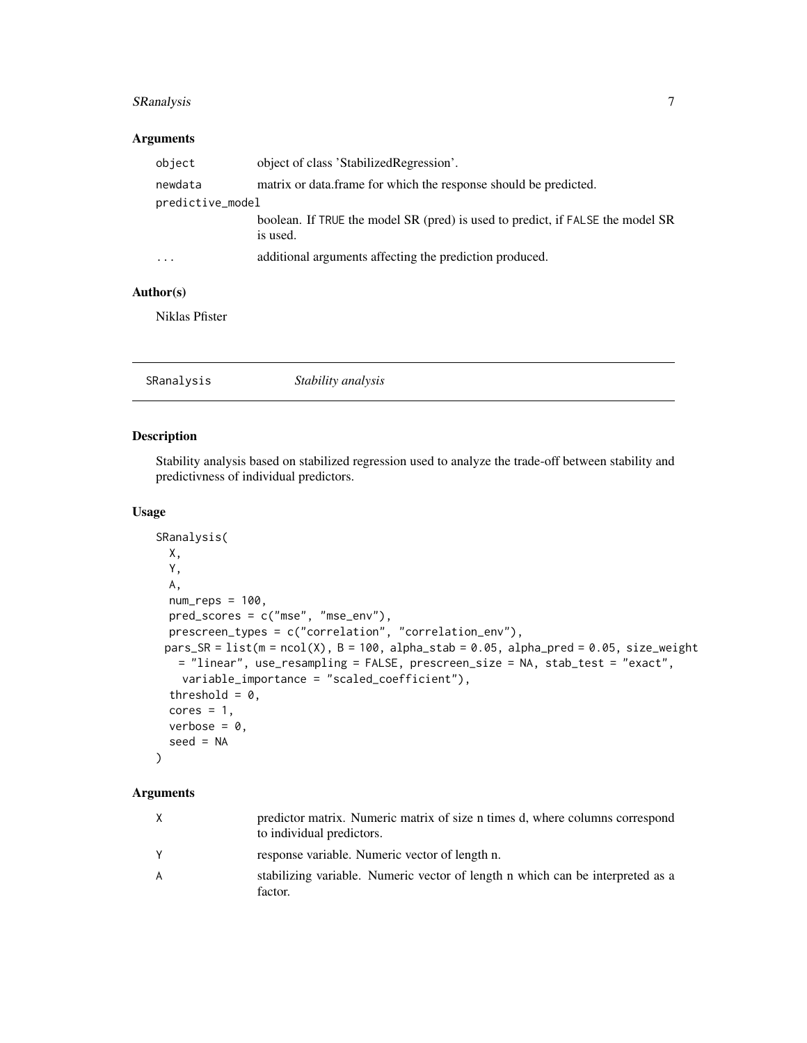### Arguments

| | |
|---|---|
| object | object of class 'StabilizedRegression'. |
| newdata | matrix or data.frame for which the response should be predicted. |
| predictive_model | boolean. If TRUE the model SR (pred) is used to predict, if FALSE the model SR is used. |
| ... | additional arguments affecting the prediction produced. |

### Author(s)

Niklas Pfister

---

## SRanalysis — *Stability analysis*

### Description

Stability analysis based on stabilized regression used to analyze the trade-off between stability and predictivness of individual predictors.

### Usage

```
SRanalysis(
  X,
  Y,
  A,
  num_reps = 100,
  pred_scores = c("mse", "mse_env"),
  prescreen_types = c("correlation", "correlation_env"),
 pars_SR = list(m = ncol(X), B = 100, alpha_stab = 0.05, alpha_pred = 0.05, size_weight
   = "linear", use_resampling = FALSE, prescreen_size = NA, stab_test = "exact",
    variable_importance = "scaled_coefficient"),
  threshold = 0,
  cores = 1,
  verbose = 0,
  seed = NA
)
```

### Arguments

| | |
|---|---|
| X | predictor matrix. Numeric matrix of size n times d, where columns correspond to individual predictors. |
| Y | response variable. Numeric vector of length n. |
| A | stabilizing variable. Numeric vector of length n which can be interpreted as a factor. |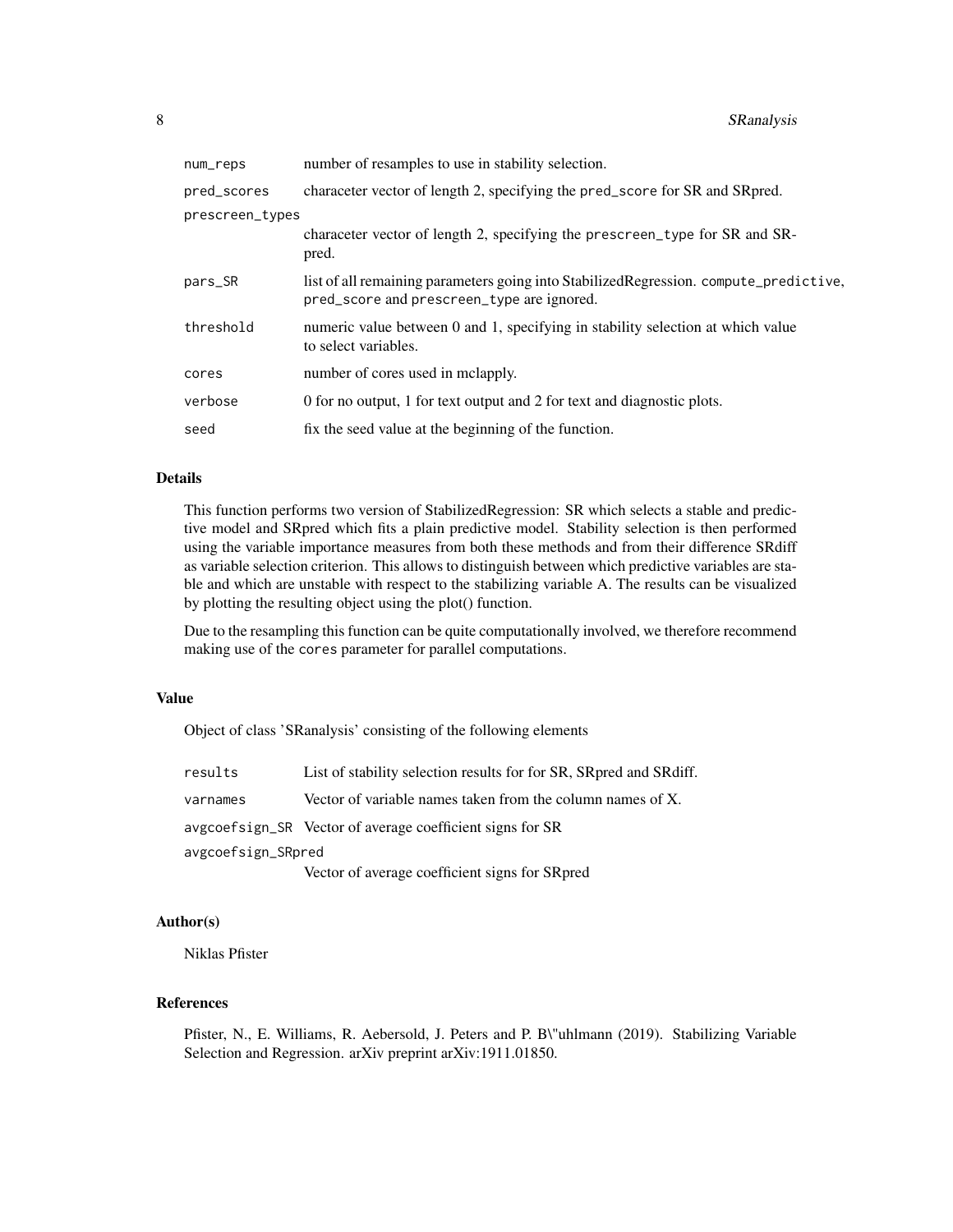| | |
|---|---|
| num_reps | number of resamples to use in stability selection. |
| pred_scores | characeter vector of length 2, specifying the pred_score for SR and SRpred. |
| prescreen_types | characeter vector of length 2, specifying the prescreen_type for SR and SRpred. |
| pars_SR | list of all remaining parameters going into StabilizedRegression. compute_predictive, pred_score and prescreen_type are ignored. |
| threshold | numeric value between 0 and 1, specifying in stability selection at which value to select variables. |
| cores | number of cores used in mclapply. |
| verbose | 0 for no output, 1 for text output and 2 for text and diagnostic plots. |
| seed | fix the seed value at the beginning of the function. |

### Details

This function performs two version of StabilizedRegression: SR which selects a stable and predictive model and SRpred which fits a plain predictive model. Stability selection is then performed using the variable importance measures from both these methods and from their difference SRdiff as variable selection criterion. This allows to distinguish between which predictive variables are stable and which are unstable with respect to the stabilizing variable A. The results can be visualized by plotting the resulting object using the plot() function.

Due to the resampling this function can be quite computationally involved, we therefore recommend making use of the cores parameter for parallel computations.

### Value

Object of class 'SRanalysis' consisting of the following elements

| | |
|---|---|
| results | List of stability selection results for for SR, SRpred and SRdiff. |
| varnames | Vector of variable names taken from the column names of X. |
| avgcoefsign_SR | Vector of average coefficient signs for SR |
| avgcoefsign_SRpred | Vector of average coefficient signs for SRpred |

### Author(s)

Niklas Pfister

### References

Pfister, N., E. Williams, R. Aebersold, J. Peters and P. B\"uhlmann (2019). Stabilizing Variable Selection and Regression. arXiv preprint arXiv:1911.01850.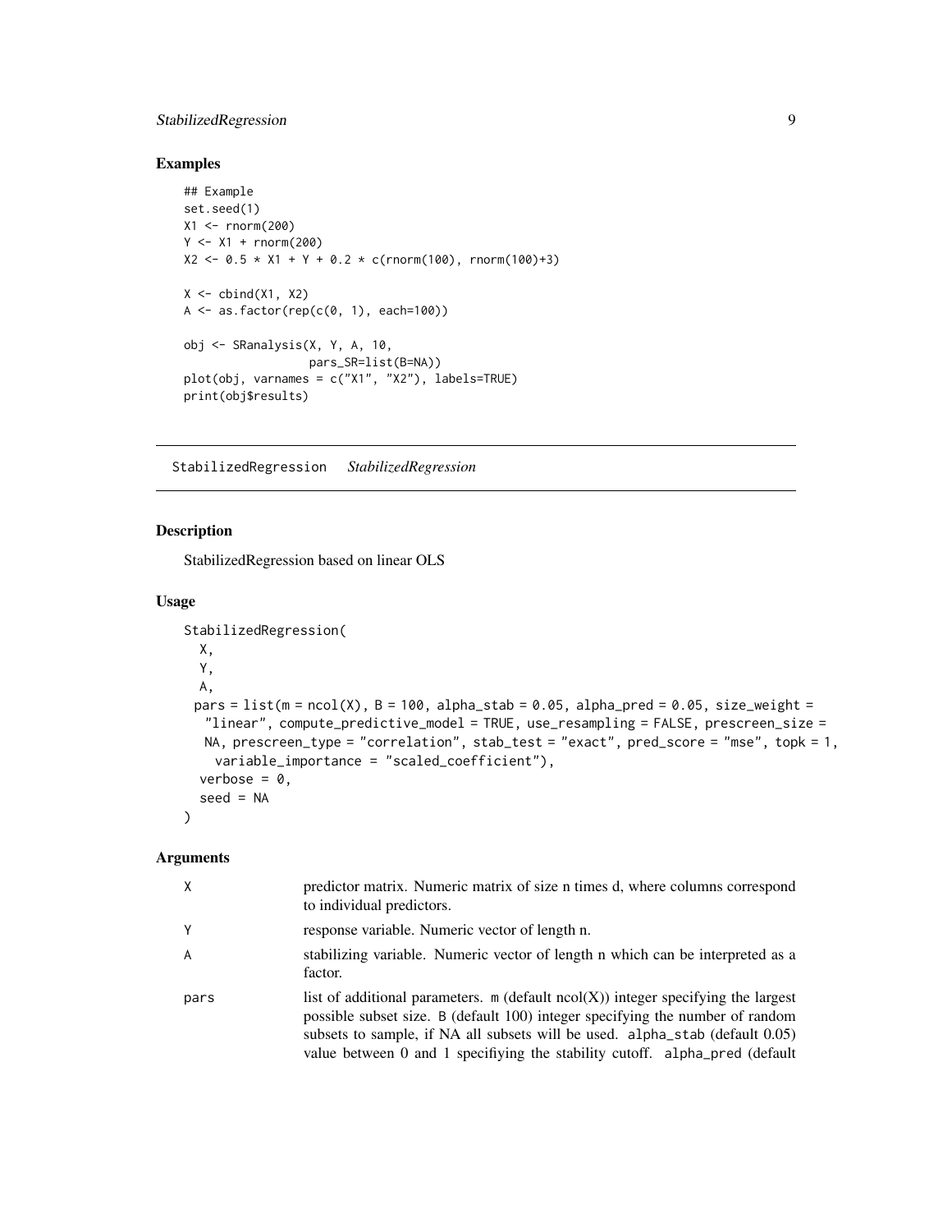### Examples

```
## Example
set.seed(1)
X1 <- rnorm(200)
Y <- X1 + rnorm(200)
X2 <- 0.5 * X1 + Y + 0.2 * c(rnorm(100), rnorm(100)+3)

X <- cbind(X1, X2)
A <- as.factor(rep(c(0, 1), each=100))

obj <- SRanalysis(X, Y, A, 10,
                  pars_SR=list(B=NA))
plot(obj, varnames = c("X1", "X2"), labels=TRUE)
print(obj$results)
```

---

## StabilizedRegression *StabilizedRegression*

---

### Description

StabilizedRegression based on linear OLS

### Usage

```
StabilizedRegression(
  X,
  Y,
  A,
  pars = list(m = ncol(X), B = 100, alpha_stab = 0.05, alpha_pred = 0.05, size_weight =
    "linear", compute_predictive_model = TRUE, use_resampling = FALSE, prescreen_size =
    NA, prescreen_type = "correlation", stab_test = "exact", pred_score = "mse", topk = 1,
     variable_importance = "scaled_coefficient"),
  verbose = 0,
  seed = NA
)
```

### Arguments

| | |
|---|---|
| X | predictor matrix. Numeric matrix of size n times d, where columns correspond to individual predictors. |
| Y | response variable. Numeric vector of length n. |
| A | stabilizing variable. Numeric vector of length n which can be interpreted as a factor. |
| pars | list of additional parameters. m (default ncol(X)) integer specifying the largest possible subset size. B (default 100) integer specifying the number of random subsets to sample, if NA all subsets will be used. alpha_stab (default 0.05) value between 0 and 1 specifiying the stability cutoff. alpha_pred (default |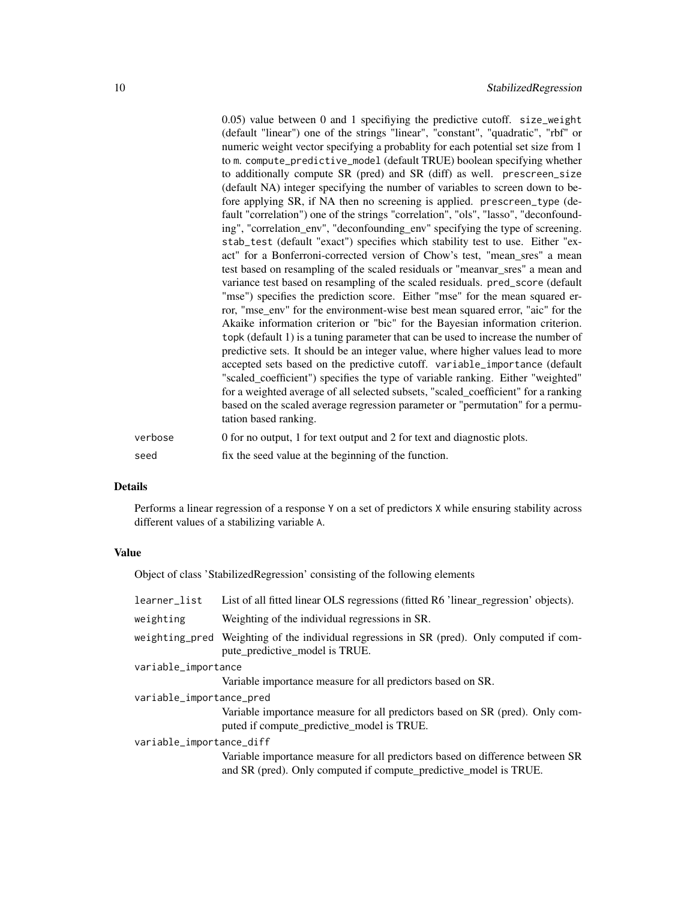| | |
|---|---|
| | 0.05) value between 0 and 1 specifiying the predictive cutoff. `size_weight` (default "linear") one of the strings "linear", "constant", "quadratic", "rbf" or numeric weight vector specifying a probablity for each potential set size from 1 to `m`. `compute_predictive_model` (default TRUE) boolean specifying whether to additionally compute SR (pred) and SR (diff) as well. `prescreen_size` (default NA) integer specifying the number of variables to screen down to before applying SR, if NA then no screening is applied. `prescreen_type` (default "correlation") one of the strings "correlation", "ols", "lasso", "deconfounding", "correlation_env", "deconfounding_env" specifying the type of screening. `stab_test` (default "exact") specifies which stability test to use. Either "exact" for a Bonferroni-corrected version of Chow's test, "mean_sres" a mean test based on resampling of the scaled residuals or "meanvar_sres" a mean and variance test based on resampling of the scaled residuals. `pred_score` (default "mse") specifies the prediction score. Either "mse" for the mean squared error, "mse_env" for the environment-wise best mean squared error, "aic" for the Akaike information criterion or "bic" for the Bayesian information criterion. `topk` (default 1) is a tuning parameter that can be used to increase the number of predictive sets. It should be an integer value, where higher values lead to more accepted sets based on the predictive cutoff. `variable_importance` (default "scaled_coefficient") specifies the type of variable ranking. Either "weighted" for a weighted average of all selected subsets, "scaled_coefficient" for a ranking based on the scaled average regression parameter or "permutation" for a permutation based ranking. |
| `verbose` | 0 for no output, 1 for text output and 2 for text and diagnostic plots. |
| `seed` | fix the seed value at the beginning of the function. |

### Details

Performs a linear regression of a response `Y` on a set of predictors `X` while ensuring stability across different values of a stabilizing variable `A`.

### Value

Object of class 'StabilizedRegression' consisting of the following elements

| | |
|---|---|
| `learner_list` | List of all fitted linear OLS regressions (fitted R6 'linear_regression' objects). |
| `weighting` | Weighting of the individual regressions in SR. |
| `weighting_pred` | Weighting of the individual regressions in SR (pred). Only computed if compute_predictive_model is TRUE. |
| `variable_importance` | Variable importance measure for all predictors based on SR. |
| `variable_importance_pred` | Variable importance measure for all predictors based on SR (pred). Only computed if compute_predictive_model is TRUE. |
| `variable_importance_diff` | Variable importance measure for all predictors based on difference between SR and SR (pred). Only computed if compute_predictive_model is TRUE. |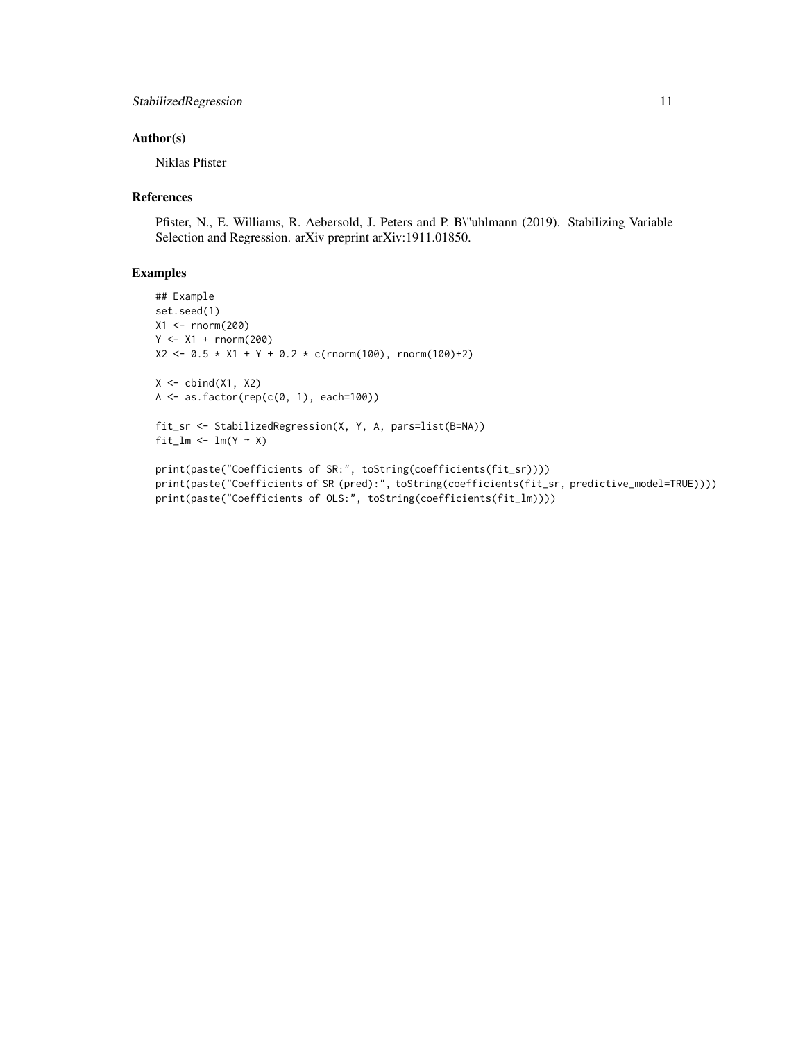### Author(s)

Niklas Pfister

### References

Pfister, N., E. Williams, R. Aebersold, J. Peters and P. B\"uhlmann (2019). Stabilizing Variable Selection and Regression. arXiv preprint arXiv:1911.01850.

### Examples

```
## Example
set.seed(1)
X1 <- rnorm(200)
Y <- X1 + rnorm(200)
X2 <- 0.5 * X1 + Y + 0.2 * c(rnorm(100), rnorm(100)+2)

X <- cbind(X1, X2)
A <- as.factor(rep(c(0, 1), each=100))

fit_sr <- StabilizedRegression(X, Y, A, pars=list(B=NA))
fit_lm <- lm(Y ~ X)

print(paste("Coefficients of SR:", toString(coefficients(fit_sr))))
print(paste("Coefficients of SR (pred):", toString(coefficients(fit_sr, predictive_model=TRUE))))
print(paste("Coefficients of OLS:", toString(coefficients(fit_lm))))
```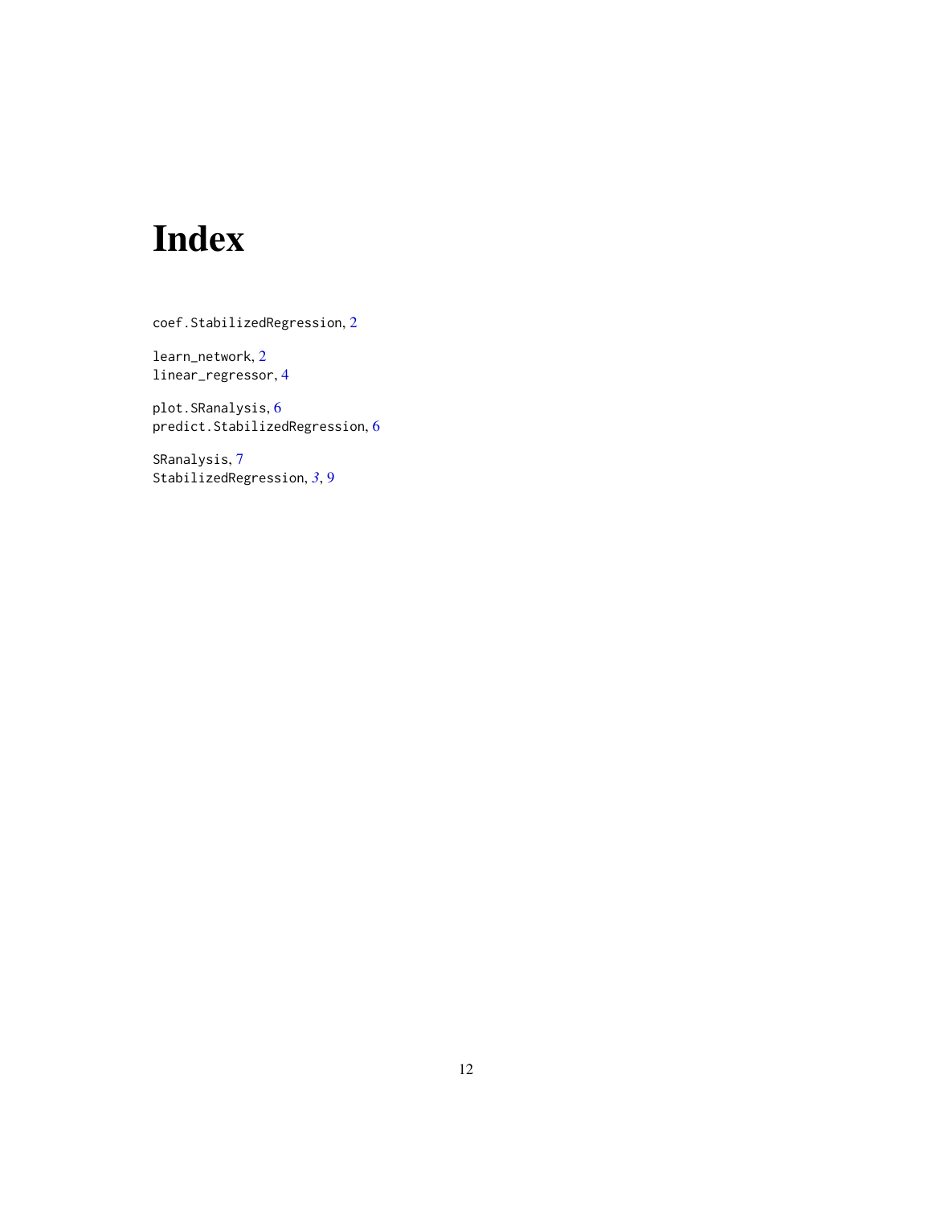# Index

coef.StabilizedRegression, 2

learn_network, 2
linear_regressor, 4

plot.SRanalysis, 6
predict.StabilizedRegression, 6

SRanalysis, 7
StabilizedRegression, *3*, 9